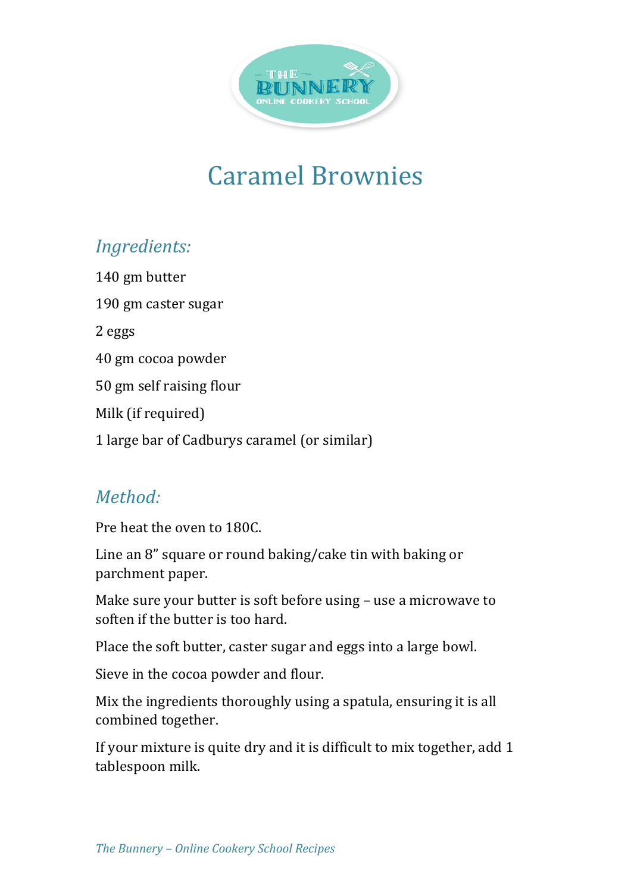# Caramel Brownies

## *Ingredients:*

140 gm butter

190 gm caster sugar

2 eggs

40 gm cocoa powder

50 gm self raising flour

Milk (if required)

1 large bar of Cadburys caramel (or similar)

## *Method:*

Pre heat the oven to 180C.

Line an 8" square or round baking/cake tin with baking or parchment paper.

Make sure your butter is soft before using – use a microwave to soften if the butter is too hard.

Place the soft butter, caster sugar and eggs into a large bowl.

Sieve in the cocoa powder and flour.

Mix the ingredients thoroughly using a spatula, ensuring it is all combined together.

If your mixture is quite dry and it is difficult to mix together, add 1 tablespoon milk.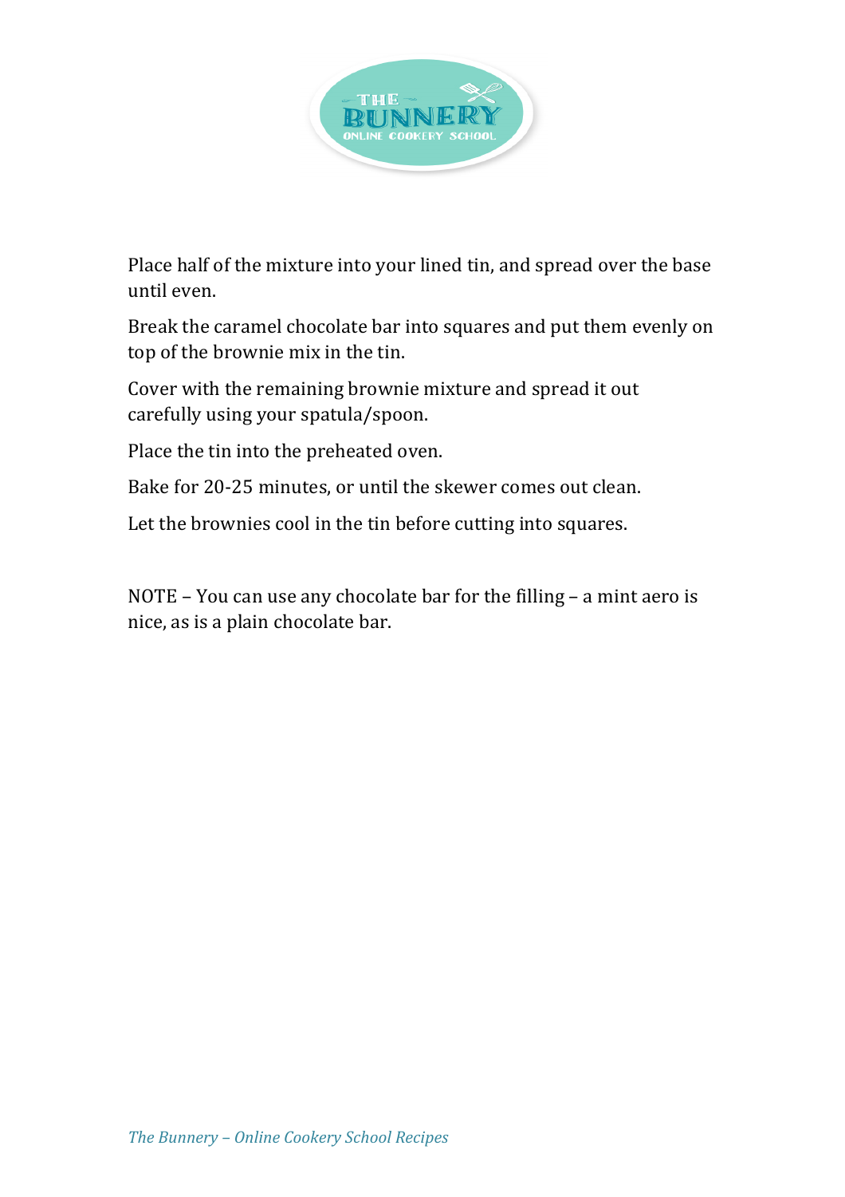Place half of the mixture into your lined tin, and spread over the base until even.

Break the caramel chocolate bar into squares and put them evenly on top of the brownie mix in the tin.

Cover with the remaining brownie mixture and spread it out carefully using your spatula/spoon.

Place the tin into the preheated oven.

Bake for 20-25 minutes, or until the skewer comes out clean.

Let the brownies cool in the tin before cutting into squares.

NOTE – You can use any chocolate bar for the filling – a mint aero is nice, as is a plain chocolate bar.